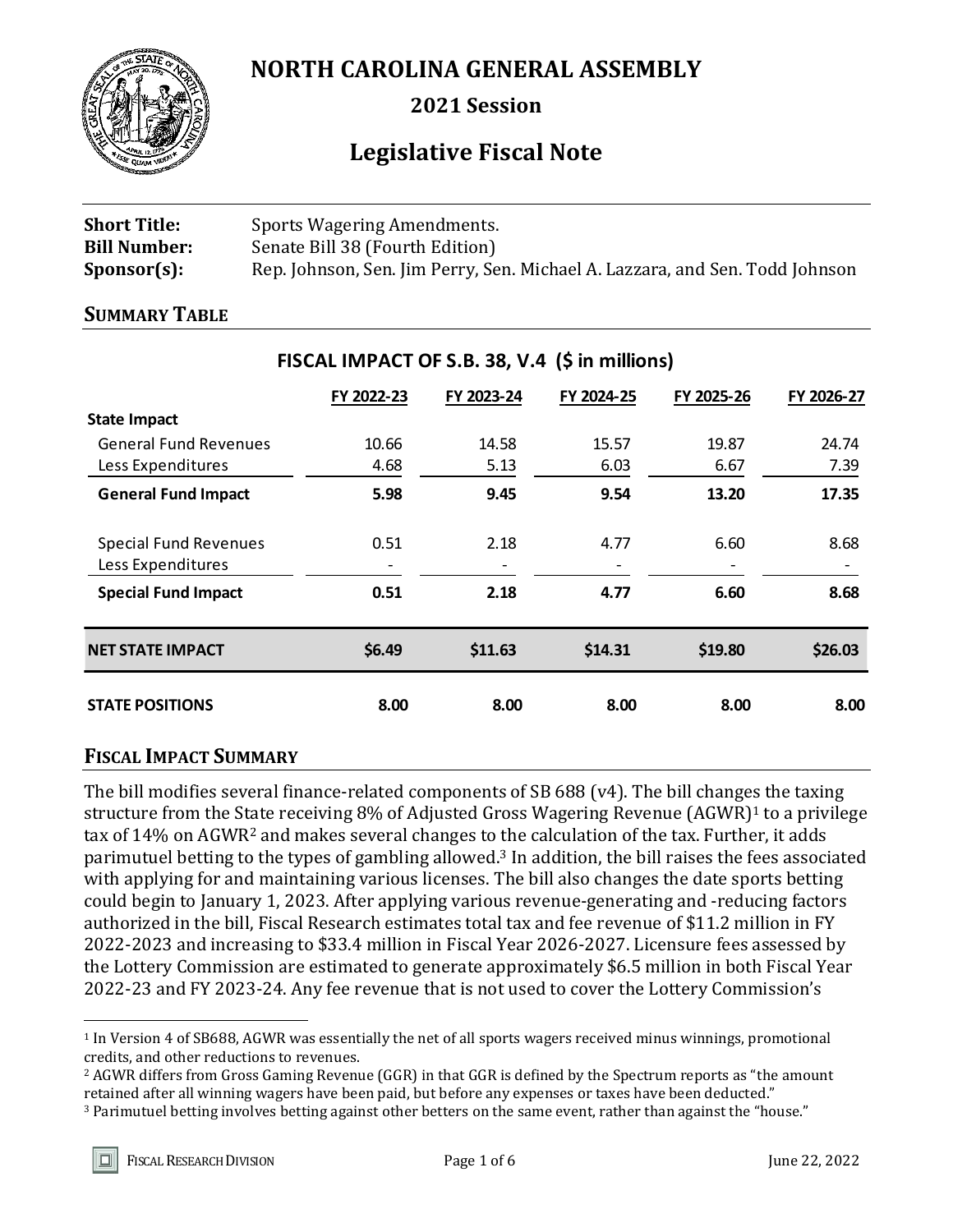# NORTH CAROLINA GENERAL ASSEMBLY

## 2021 Session

## Legislative Fiscal Note

**Short Title:** Sports Wagering Amendments.
**Bill Number:** Senate Bill 38 (Fourth Edition)
**Sponsor(s):** Rep. Johnson, Sen. Jim Perry, Sen. Michael A. Lazzara, and Sen. Todd Johnson

### SUMMARY TABLE

**FISCAL IMPACT OF S.B. 38, V.4 ($ in millions)**

| | FY 2022-23 | FY 2023-24 | FY 2024-25 | FY 2025-26 | FY 2026-27 |
|---|---|---|---|---|---|
| **State Impact** | | | | | |
| General Fund Revenues | 10.66 | 14.58 | 15.57 | 19.87 | 24.74 |
| Less Expenditures | 4.68 | 5.13 | 6.03 | 6.67 | 7.39 |
| **General Fund Impact** | **5.98** | **9.45** | **9.54** | **13.20** | **17.35** |
| Special Fund Revenues | 0.51 | 2.18 | 4.77 | 6.60 | 8.68 |
| Less Expenditures | - | - | - | - | - |
| **Special Fund Impact** | **0.51** | **2.18** | **4.77** | **6.60** | **8.68** |
| **NET STATE IMPACT** | **$6.49** | **$11.63** | **$14.31** | **$19.80** | **$26.03** |
| **STATE POSITIONS** | **8.00** | **8.00** | **8.00** | **8.00** | **8.00** |

### FISCAL IMPACT SUMMARY

The bill modifies several finance-related components of SB 688 (v4). The bill changes the taxing structure from the State receiving 8% of Adjusted Gross Wagering Revenue (AGWR)[1] to a privilege tax of 14% on AGWR[2] and makes several changes to the calculation of the tax. Further, it adds parimutuel betting to the types of gambling allowed.[3] In addition, the bill raises the fees associated with applying for and maintaining various licenses. The bill also changes the date sports betting could begin to January 1, 2023. After applying various revenue-generating and -reducing factors authorized in the bill, Fiscal Research estimates total tax and fee revenue of $11.2 million in FY 2022-2023 and increasing to $33.4 million in Fiscal Year 2026-2027. Licensure fees assessed by the Lottery Commission are estimated to generate approximately $6.5 million in both Fiscal Year 2022-23 and FY 2023-24. Any fee revenue that is not used to cover the Lottery Commission's

---

[1] In Version 4 of SB688, AGWR was essentially the net of all sports wagers received minus winnings, promotional credits, and other reductions to revenues.

[2] AGWR differs from Gross Gaming Revenue (GGR) in that GGR is defined by the Spectrum reports as "the amount retained after all winning wagers have been paid, but before any expenses or taxes have been deducted."

[3] Parimutuel betting involves betting against other betters on the same event, rather than against the "house."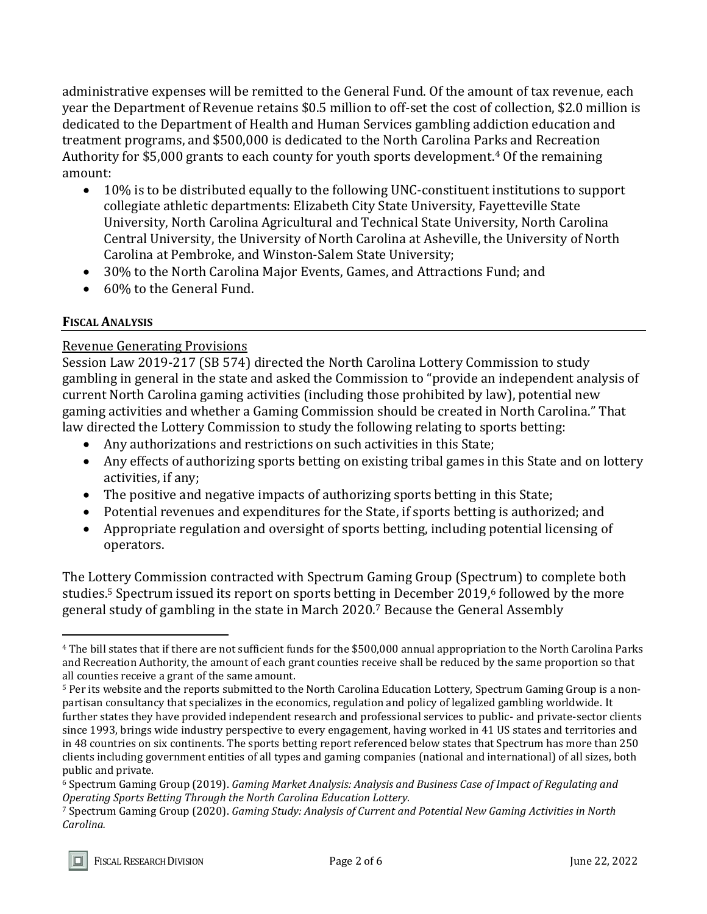administrative expenses will be remitted to the General Fund. Of the amount of tax revenue, each year the Department of Revenue retains $0.5 million to off-set the cost of collection, $2.0 million is dedicated to the Department of Health and Human Services gambling addiction education and treatment programs, and $500,000 is dedicated to the North Carolina Parks and Recreation Authority for $5,000 grants to each county for youth sports development.[4] Of the remaining amount:

- 10% is to be distributed equally to the following UNC-constituent institutions to support collegiate athletic departments: Elizabeth City State University, Fayetteville State University, North Carolina Agricultural and Technical State University, North Carolina Central University, the University of North Carolina at Asheville, the University of North Carolina at Pembroke, and Winston-Salem State University;
- 30% to the North Carolina Major Events, Games, and Attractions Fund; and
- 60% to the General Fund.

## FISCAL ANALYSIS

Revenue Generating Provisions

Session Law 2019-217 (SB 574) directed the North Carolina Lottery Commission to study gambling in general in the state and asked the Commission to "provide an independent analysis of current North Carolina gaming activities (including those prohibited by law), potential new gaming activities and whether a Gaming Commission should be created in North Carolina." That law directed the Lottery Commission to study the following relating to sports betting:

- Any authorizations and restrictions on such activities in this State;
- Any effects of authorizing sports betting on existing tribal games in this State and on lottery activities, if any;
- The positive and negative impacts of authorizing sports betting in this State;
- Potential revenues and expenditures for the State, if sports betting is authorized; and
- Appropriate regulation and oversight of sports betting, including potential licensing of operators.

The Lottery Commission contracted with Spectrum Gaming Group (Spectrum) to complete both studies.[5] Spectrum issued its report on sports betting in December 2019,[6] followed by the more general study of gambling in the state in March 2020.[7] Because the General Assembly

---

[4] The bill states that if there are not sufficient funds for the $500,000 annual appropriation to the North Carolina Parks and Recreation Authority, the amount of each grant counties receive shall be reduced by the same proportion so that all counties receive a grant of the same amount.

[5] Per its website and the reports submitted to the North Carolina Education Lottery, Spectrum Gaming Group is a non-partisan consultancy that specializes in the economics, regulation and policy of legalized gambling worldwide. It further states they have provided independent research and professional services to public- and private-sector clients since 1993, brings wide industry perspective to every engagement, having worked in 41 US states and territories and in 48 countries on six continents. The sports betting report referenced below states that Spectrum has more than 250 clients including government entities of all types and gaming companies (national and international) of all sizes, both public and private.

[6] Spectrum Gaming Group (2019). *Gaming Market Analysis: Analysis and Business Case of Impact of Regulating and Operating Sports Betting Through the North Carolina Education Lottery.*

[7] Spectrum Gaming Group (2020). *Gaming Study: Analysis of Current and Potential New Gaming Activities in North Carolina.*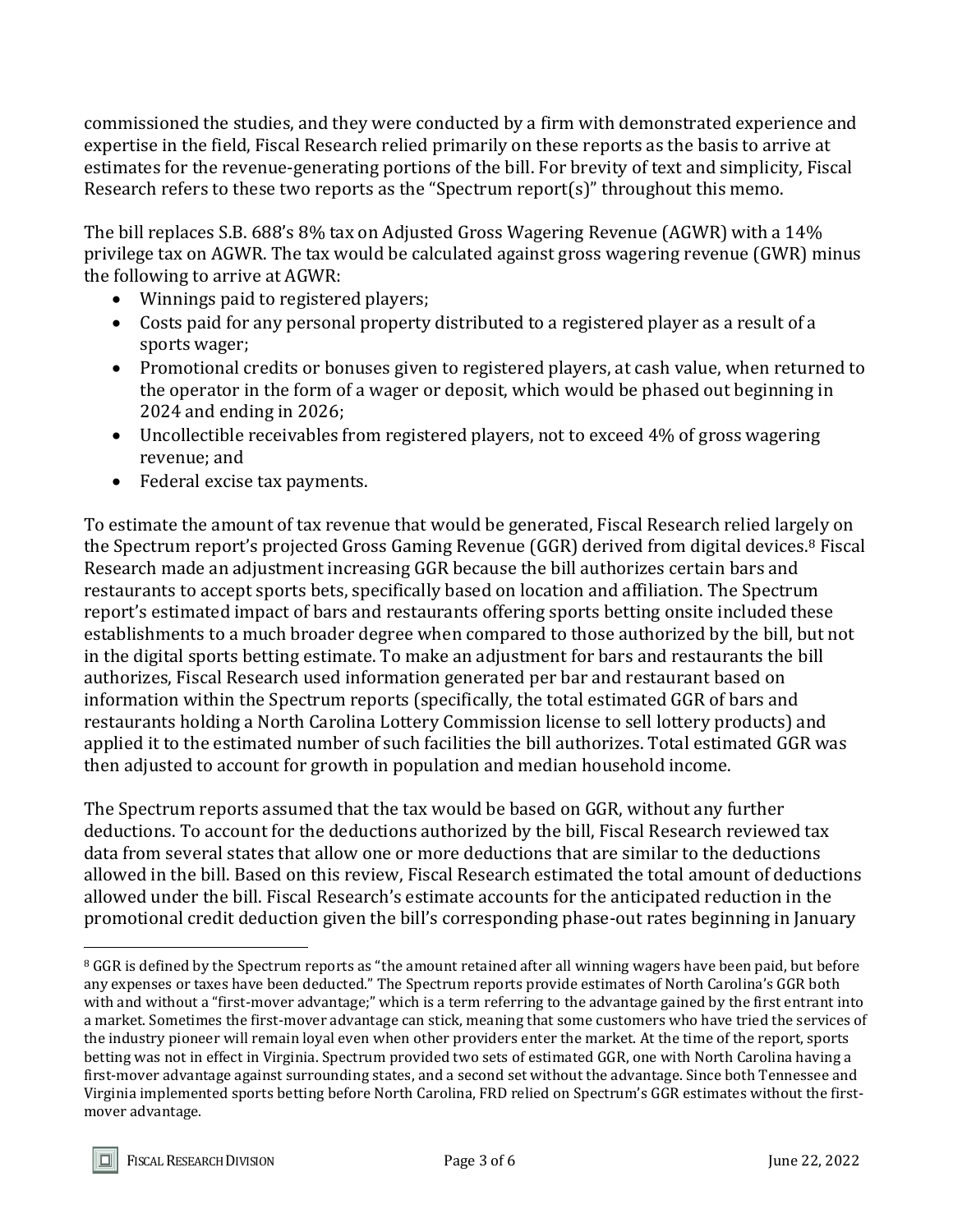commissioned the studies, and they were conducted by a firm with demonstrated experience and expertise in the field, Fiscal Research relied primarily on these reports as the basis to arrive at estimates for the revenue-generating portions of the bill. For brevity of text and simplicity, Fiscal Research refers to these two reports as the "Spectrum report(s)" throughout this memo.

The bill replaces S.B. 688's 8% tax on Adjusted Gross Wagering Revenue (AGWR) with a 14% privilege tax on AGWR. The tax would be calculated against gross wagering revenue (GWR) minus the following to arrive at AGWR:

- Winnings paid to registered players;
- Costs paid for any personal property distributed to a registered player as a result of a sports wager;
- Promotional credits or bonuses given to registered players, at cash value, when returned to the operator in the form of a wager or deposit, which would be phased out beginning in 2024 and ending in 2026;
- Uncollectible receivables from registered players, not to exceed 4% of gross wagering revenue; and
- Federal excise tax payments.

To estimate the amount of tax revenue that would be generated, Fiscal Research relied largely on the Spectrum report's projected Gross Gaming Revenue (GGR) derived from digital devices.[8] Fiscal Research made an adjustment increasing GGR because the bill authorizes certain bars and restaurants to accept sports bets, specifically based on location and affiliation. The Spectrum report's estimated impact of bars and restaurants offering sports betting onsite included these establishments to a much broader degree when compared to those authorized by the bill, but not in the digital sports betting estimate. To make an adjustment for bars and restaurants the bill authorizes, Fiscal Research used information generated per bar and restaurant based on information within the Spectrum reports (specifically, the total estimated GGR of bars and restaurants holding a North Carolina Lottery Commission license to sell lottery products) and applied it to the estimated number of such facilities the bill authorizes. Total estimated GGR was then adjusted to account for growth in population and median household income.

The Spectrum reports assumed that the tax would be based on GGR, without any further deductions. To account for the deductions authorized by the bill, Fiscal Research reviewed tax data from several states that allow one or more deductions that are similar to the deductions allowed in the bill. Based on this review, Fiscal Research estimated the total amount of deductions allowed under the bill. Fiscal Research's estimate accounts for the anticipated reduction in the promotional credit deduction given the bill's corresponding phase-out rates beginning in January

---

[8] GGR is defined by the Spectrum reports as "the amount retained after all winning wagers have been paid, but before any expenses or taxes have been deducted." The Spectrum reports provide estimates of North Carolina's GGR both with and without a "first-mover advantage;" which is a term referring to the advantage gained by the first entrant into a market. Sometimes the first-mover advantage can stick, meaning that some customers who have tried the services of the industry pioneer will remain loyal even when other providers enter the market. At the time of the report, sports betting was not in effect in Virginia. Spectrum provided two sets of estimated GGR, one with North Carolina having a first-mover advantage against surrounding states, and a second set without the advantage. Since both Tennessee and Virginia implemented sports betting before North Carolina, FRD relied on Spectrum's GGR estimates without the first-mover advantage.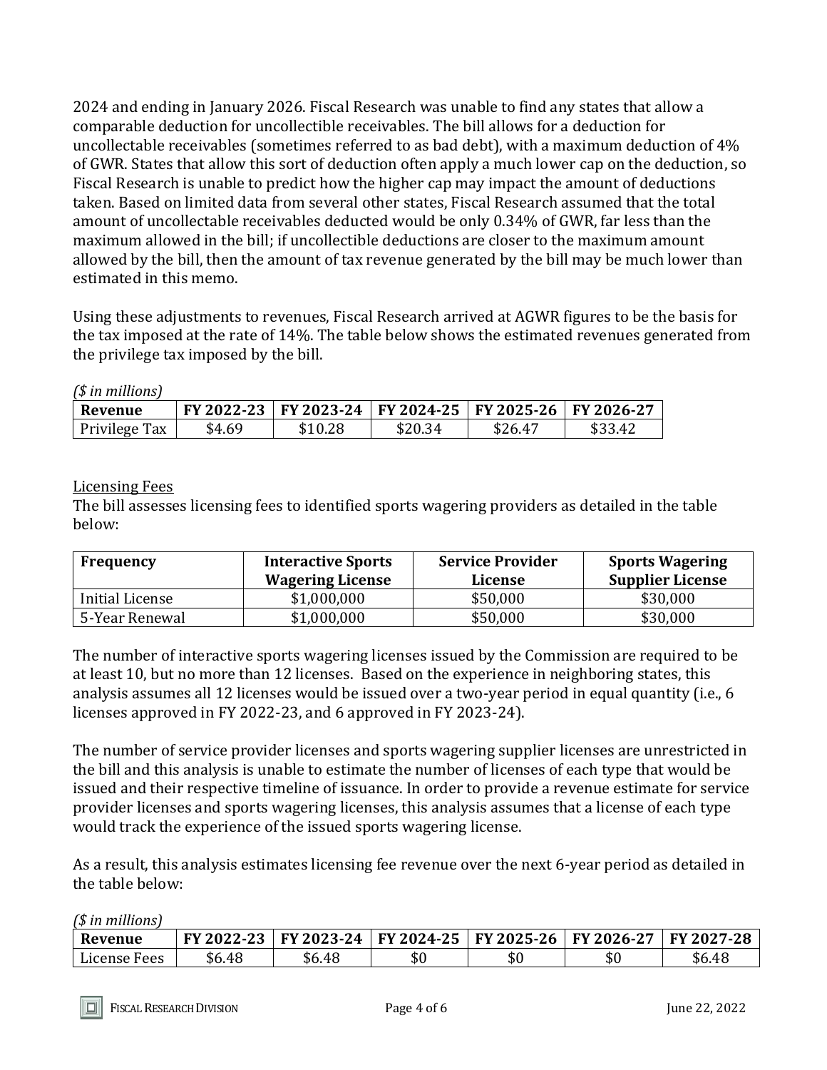2024 and ending in January 2026. Fiscal Research was unable to find any states that allow a comparable deduction for uncollectible receivables. The bill allows for a deduction for uncollectable receivables (sometimes referred to as bad debt), with a maximum deduction of 4% of GWR. States that allow this sort of deduction often apply a much lower cap on the deduction, so Fiscal Research is unable to predict how the higher cap may impact the amount of deductions taken. Based on limited data from several other states, Fiscal Research assumed that the total amount of uncollectable receivables deducted would be only 0.34% of GWR, far less than the maximum allowed in the bill; if uncollectible deductions are closer to the maximum amount allowed by the bill, then the amount of tax revenue generated by the bill may be much lower than estimated in this memo.

Using these adjustments to revenues, Fiscal Research arrived at AGWR figures to be the basis for the tax imposed at the rate of 14%. The table below shows the estimated revenues generated from the privilege tax imposed by the bill.

*($ in millions)*

| Revenue | FY 2022-23 | FY 2023-24 | FY 2024-25 | FY 2025-26 | FY 2026-27 |
|---|---|---|---|---|---|
| Privilege Tax | $4.69 | $10.28 | $20.34 | $26.47 | $33.42 |

<u>Licensing Fees</u>

The bill assesses licensing fees to identified sports wagering providers as detailed in the table below:

| Frequency | Interactive Sports Wagering License | Service Provider License | Sports Wagering Supplier License |
|---|---|---|---|
| Initial License | $1,000,000 | $50,000 | $30,000 |
| 5-Year Renewal | $1,000,000 | $50,000 | $30,000 |

The number of interactive sports wagering licenses issued by the Commission are required to be at least 10, but no more than 12 licenses. Based on the experience in neighboring states, this analysis assumes all 12 licenses would be issued over a two-year period in equal quantity (i.e., 6 licenses approved in FY 2022-23, and 6 approved in FY 2023-24).

The number of service provider licenses and sports wagering supplier licenses are unrestricted in the bill and this analysis is unable to estimate the number of licenses of each type that would be issued and their respective timeline of issuance. In order to provide a revenue estimate for service provider licenses and sports wagering licenses, this analysis assumes that a license of each type would track the experience of the issued sports wagering license.

As a result, this analysis estimates licensing fee revenue over the next 6-year period as detailed in the table below:

*($ in millions)*

| Revenue | FY 2022-23 | FY 2023-24 | FY 2024-25 | FY 2025-26 | FY 2026-27 | FY 2027-28 |
|---|---|---|---|---|---|---|
| License Fees | $6.48 | $6.48 | $0 | $0 | $0 | $6.48 |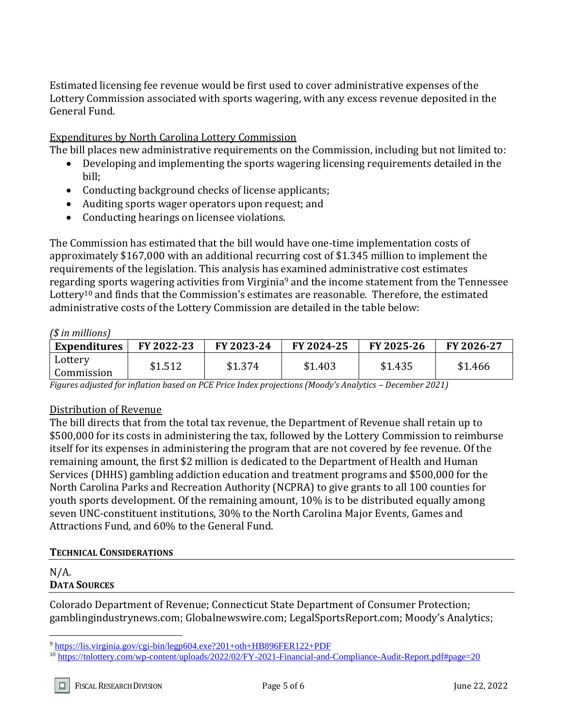Estimated licensing fee revenue would be first used to cover administrative expenses of the Lottery Commission associated with sports wagering, with any excess revenue deposited in the General Fund.

Expenditures by North Carolina Lottery Commission

The bill places new administrative requirements on the Commission, including but not limited to:

- Developing and implementing the sports wagering licensing requirements detailed in the bill;
- Conducting background checks of license applicants;
- Auditing sports wager operators upon request; and
- Conducting hearings on licensee violations.

The Commission has estimated that the bill would have one-time implementation costs of approximately $167,000 with an additional recurring cost of $1.345 million to implement the requirements of the legislation. This analysis has examined administrative cost estimates regarding sports wagering activities from Virginia[9] and the income statement from the Tennessee Lottery[10] and finds that the Commission's estimates are reasonable. Therefore, the estimated administrative costs of the Lottery Commission are detailed in the table below:

*($ in millions)*

| Expenditures | FY 2022-23 | FY 2023-24 | FY 2024-25 | FY 2025-26 | FY 2026-27 |
|---|---|---|---|---|---|
| Lottery Commission | $1.512 | $1.374 | $1.403 | $1.435 | $1.466 |

*Figures adjusted for inflation based on PCE Price Index projections (Moody's Analytics – December 2021)*

Distribution of Revenue

The bill directs that from the total tax revenue, the Department of Revenue shall retain up to $500,000 for its costs in administering the tax, followed by the Lottery Commission to reimburse itself for its expenses in administering the program that are not covered by fee revenue. Of the remaining amount, the first $2 million is dedicated to the Department of Health and Human Services (DHHS) gambling addiction education and treatment programs and $500,000 for the North Carolina Parks and Recreation Authority (NCPRA) to give grants to all 100 counties for youth sports development. Of the remaining amount, 10% is to be distributed equally among seven UNC-constituent institutions, 30% to the North Carolina Major Events, Games and Attractions Fund, and 60% to the General Fund.

## TECHNICAL CONSIDERATIONS

N/A.

## DATA SOURCES

Colorado Department of Revenue; Connecticut State Department of Consumer Protection; gamblingindustrynews.com; Globalnewswire.com; LegalSportsReport.com; Moody's Analytics;

[9] https://lis.virginia.gov/cgi-bin/legp604.exe?201+oth+HB896FER122+PDF

[10] https://tnlottery.com/wp-content/uploads/2022/02/FY-2021-Financial-and-Compliance-Audit-Report.pdf#page=20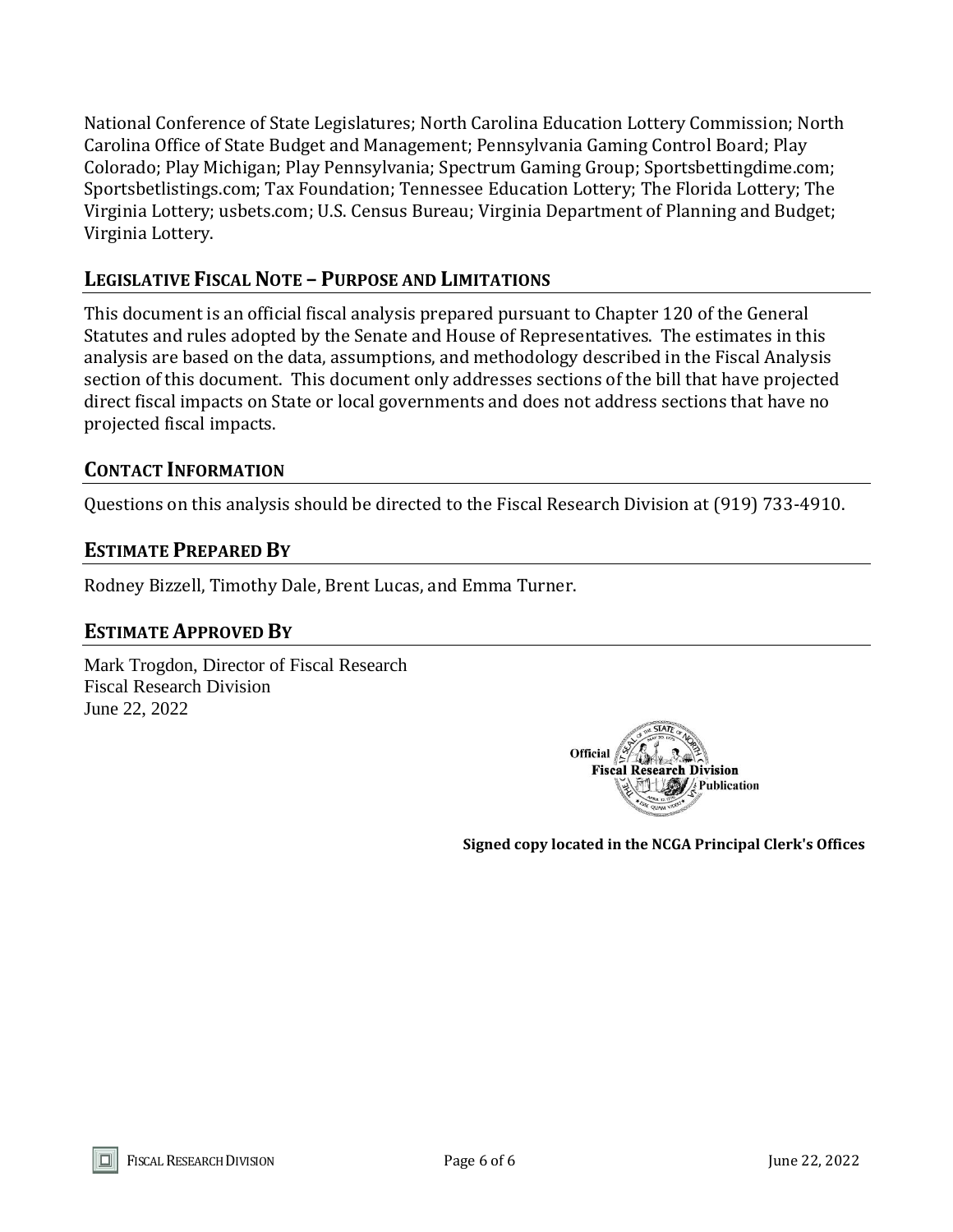National Conference of State Legislatures; North Carolina Education Lottery Commission; North Carolina Office of State Budget and Management; Pennsylvania Gaming Control Board; Play Colorado; Play Michigan; Play Pennsylvania; Spectrum Gaming Group; Sportsbettingdime.com; Sportsbetlistings.com; Tax Foundation; Tennessee Education Lottery; The Florida Lottery; The Virginia Lottery; usbets.com; U.S. Census Bureau; Virginia Department of Planning and Budget; Virginia Lottery.

## LEGISLATIVE FISCAL NOTE – PURPOSE AND LIMITATIONS

This document is an official fiscal analysis prepared pursuant to Chapter 120 of the General Statutes and rules adopted by the Senate and House of Representatives. The estimates in this analysis are based on the data, assumptions, and methodology described in the Fiscal Analysis section of this document. This document only addresses sections of the bill that have projected direct fiscal impacts on State or local governments and does not address sections that have no projected fiscal impacts.

## CONTACT INFORMATION

Questions on this analysis should be directed to the Fiscal Research Division at (919) 733-4910.

## ESTIMATE PREPARED BY

Rodney Bizzell, Timothy Dale, Brent Lucas, and Emma Turner.

## ESTIMATE APPROVED BY

Mark Trogdon, Director of Fiscal Research
Fiscal Research Division
June 22, 2022

Official Fiscal Research Division Publication

**Signed copy located in the NCGA Principal Clerk's Offices**